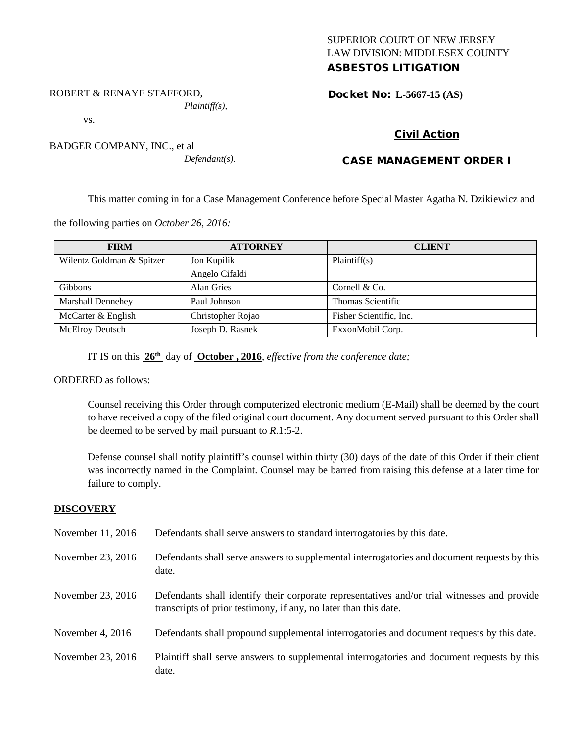SUPERIOR COURT OF NEW JERSEY
LAW DIVISION: MIDDLESEX COUNTY
**ASBESTOS LITIGATION**

ROBERT & RENAYE STAFFORD,
*Plaintiff(s),*

vs.

BADGER COMPANY, INC., et al
*Defendant(s).*

**Docket No: L-5667-15 (AS)**

**Civil Action**

**CASE MANAGEMENT ORDER I**

This matter coming in for a Case Management Conference before Special Master Agatha N. Dzikiewicz and the following parties on *October 26, 2016:*

| FIRM | ATTORNEY | CLIENT |
|---|---|---|
| Wilentz Goldman & Spitzer | Jon Kupilik<br>Angelo Cifaldi | Plaintiff(s) |
| Gibbons | Alan Gries | Cornell & Co. |
| Marshall Dennehey | Paul Johnson | Thomas Scientific |
| McCarter & English | Christopher Rojao | Fisher Scientific, Inc. |
| McElroy Deutsch | Joseph D. Rasnek | ExxonMobil Corp. |

IT IS on this **26th** day of **October , 2016**, *effective from the conference date;*

ORDERED as follows:

Counsel receiving this Order through computerized electronic medium (E-Mail) shall be deemed by the court to have received a copy of the filed original court document. Any document served pursuant to this Order shall be deemed to be served by mail pursuant to *R*.1:5-2.

Defense counsel shall notify plaintiff's counsel within thirty (30) days of the date of this Order if their client was incorrectly named in the Complaint. Counsel may be barred from raising this defense at a later time for failure to comply.

**DISCOVERY**

| | |
|---|---|
| November 11, 2016 | Defendants shall serve answers to standard interrogatories by this date. |
| November 23, 2016 | Defendants shall serve answers to supplemental interrogatories and document requests by this date. |
| November 23, 2016 | Defendants shall identify their corporate representatives and/or trial witnesses and provide transcripts of prior testimony, if any, no later than this date. |
| November 4, 2016 | Defendants shall propound supplemental interrogatories and document requests by this date. |
| November 23, 2016 | Plaintiff shall serve answers to supplemental interrogatories and document requests by this date. |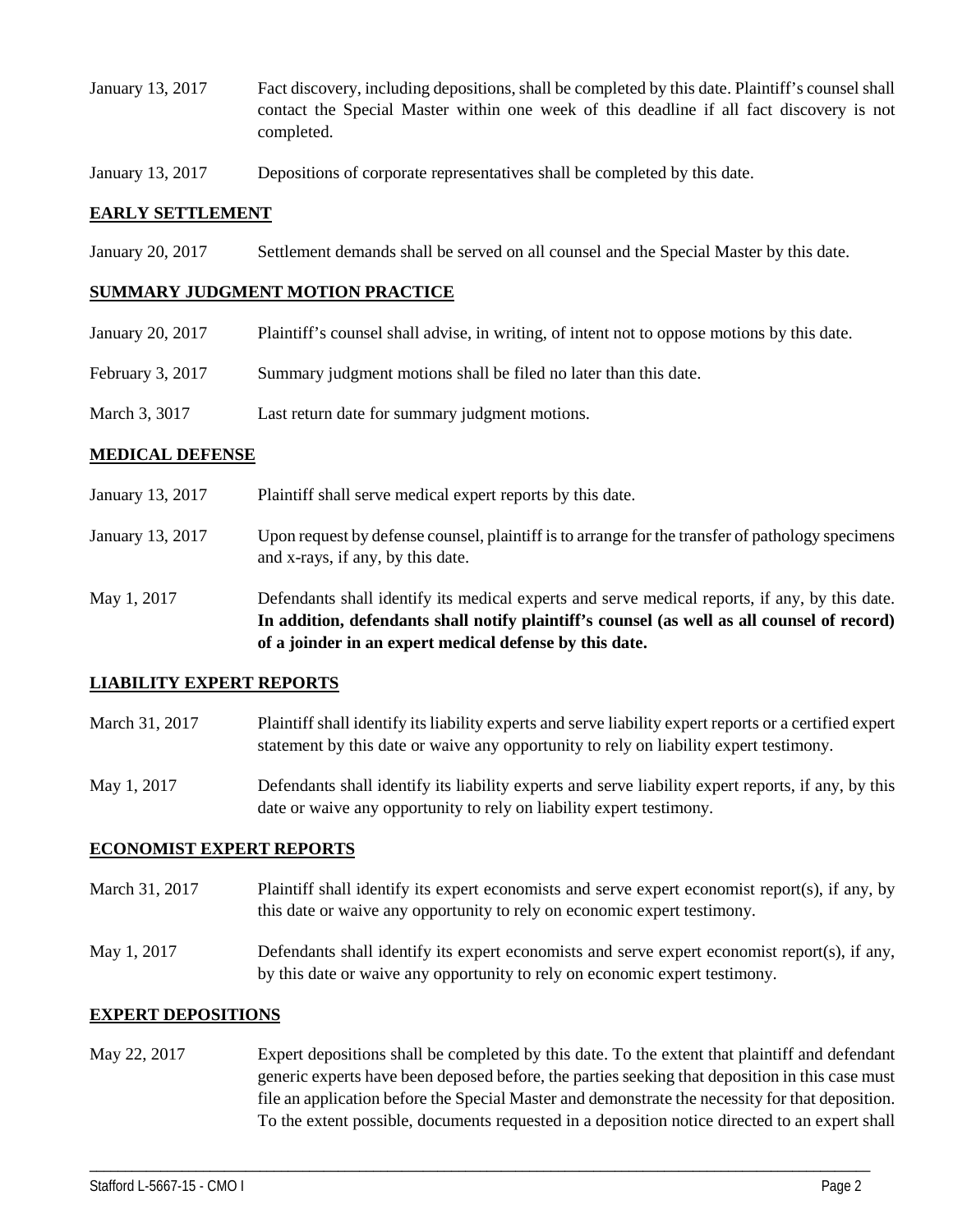| | |
|---|---|
| January 13, 2017 | Fact discovery, including depositions, shall be completed by this date. Plaintiff's counsel shall contact the Special Master within one week of this deadline if all fact discovery is not completed. |
| January 13, 2017 | Depositions of corporate representatives shall be completed by this date. |

## EARLY SETTLEMENT

| | |
|---|---|
| January 20, 2017 | Settlement demands shall be served on all counsel and the Special Master by this date. |

## SUMMARY JUDGMENT MOTION PRACTICE

| | |
|---|---|
| January 20, 2017 | Plaintiff's counsel shall advise, in writing, of intent not to oppose motions by this date. |
| February 3, 2017 | Summary judgment motions shall be filed no later than this date. |
| March 3, 3017 | Last return date for summary judgment motions. |

## MEDICAL DEFENSE

| | |
|---|---|
| January 13, 2017 | Plaintiff shall serve medical expert reports by this date. |
| January 13, 2017 | Upon request by defense counsel, plaintiff is to arrange for the transfer of pathology specimens and x-rays, if any, by this date. |
| May 1, 2017 | Defendants shall identify its medical experts and serve medical reports, if any, by this date. **In addition, defendants shall notify plaintiff's counsel (as well as all counsel of record) of a joinder in an expert medical defense by this date.** |

## LIABILITY EXPERT REPORTS

| | |
|---|---|
| March 31, 2017 | Plaintiff shall identify its liability experts and serve liability expert reports or a certified expert statement by this date or waive any opportunity to rely on liability expert testimony. |
| May 1, 2017 | Defendants shall identify its liability experts and serve liability expert reports, if any, by this date or waive any opportunity to rely on liability expert testimony. |

## ECONOMIST EXPERT REPORTS

| | |
|---|---|
| March 31, 2017 | Plaintiff shall identify its expert economists and serve expert economist report(s), if any, by this date or waive any opportunity to rely on economic expert testimony. |
| May 1, 2017 | Defendants shall identify its expert economists and serve expert economist report(s), if any, by this date or waive any opportunity to rely on economic expert testimony. |

## EXPERT DEPOSITIONS

| | |
|---|---|
| May 22, 2017 | Expert depositions shall be completed by this date. To the extent that plaintiff and defendant generic experts have been deposed before, the parties seeking that deposition in this case must file an application before the Special Master and demonstrate the necessity for that deposition. To the extent possible, documents requested in a deposition notice directed to an expert shall |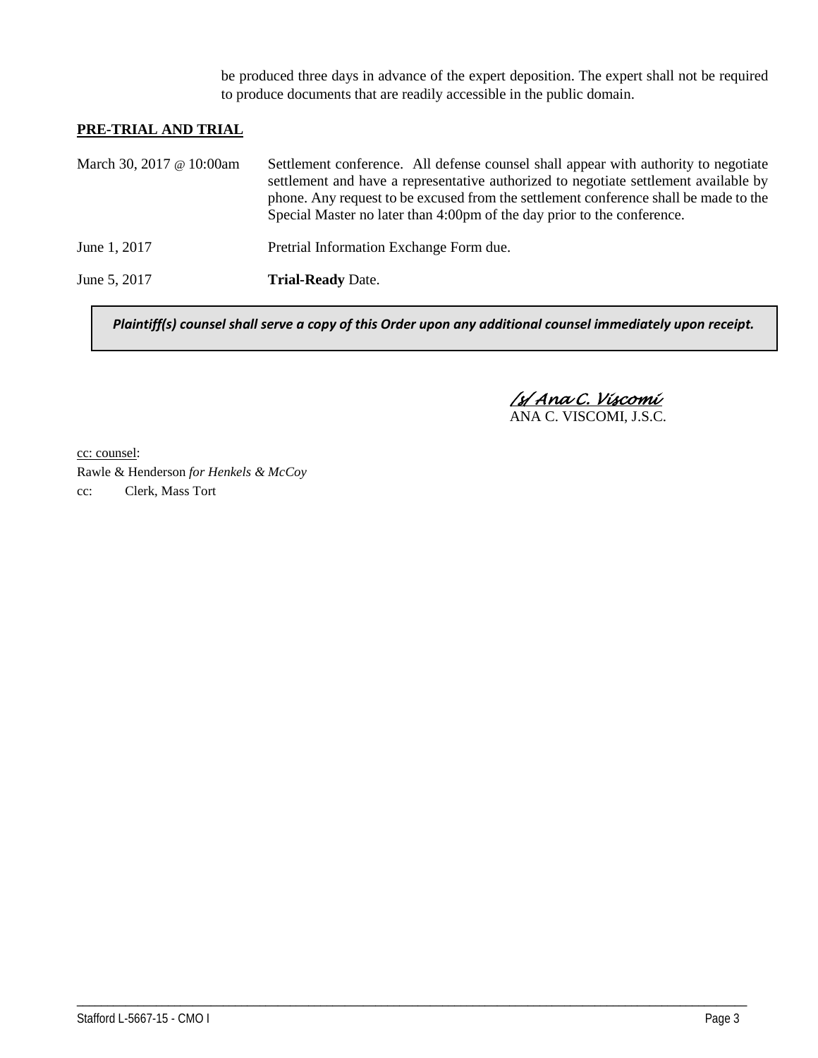be produced three days in advance of the expert deposition. The expert shall not be required to produce documents that are readily accessible in the public domain.

**PRE-TRIAL AND TRIAL**

| | |
|---|---|
| March 30, 2017 @ 10:00am | Settlement conference. All defense counsel shall appear with authority to negotiate settlement and have a representative authorized to negotiate settlement available by phone. Any request to be excused from the settlement conference shall be made to the Special Master no later than 4:00pm of the day prior to the conference. |
| June 1, 2017 | Pretrial Information Exchange Form due. |
| June 5, 2017 | **Trial-Ready** Date. |

***Plaintiff(s) counsel shall serve a copy of this Order upon any additional counsel immediately upon receipt.***

*/s/ Ana C. Viscomi*
ANA C. VISCOMI, J.S.C.

cc: counsel:
Rawle & Henderson *for Henkels & McCoy*
cc: Clerk, Mass Tort